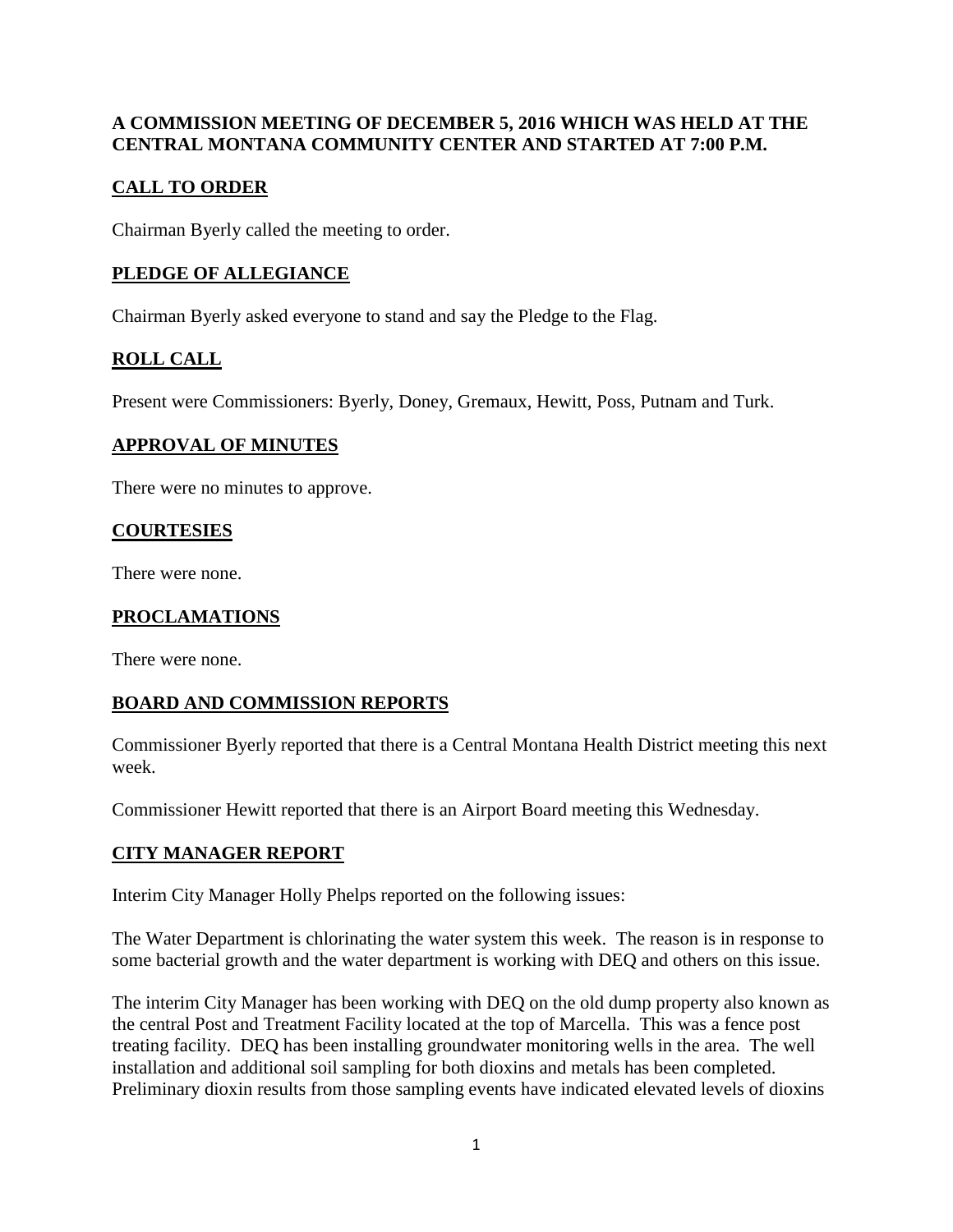**A COMMISSION MEETING OF DECEMBER 5, 2016 WHICH WAS HELD AT THE CENTRAL MONTANA COMMUNITY CENTER AND STARTED AT 7:00 P.M.**

## CALL TO ORDER

Chairman Byerly called the meeting to order.

## PLEDGE OF ALLEGIANCE

Chairman Byerly asked everyone to stand and say the Pledge to the Flag.

## ROLL CALL

Present were Commissioners: Byerly, Doney, Gremaux, Hewitt, Poss, Putnam and Turk.

## APPROVAL OF MINUTES

There were no minutes to approve.

## COURTESIES

There were none.

## PROCLAMATIONS

There were none.

## BOARD AND COMMISSION REPORTS

Commissioner Byerly reported that there is a Central Montana Health District meeting this next week.

Commissioner Hewitt reported that there is an Airport Board meeting this Wednesday.

## CITY MANAGER REPORT

Interim City Manager Holly Phelps reported on the following issues:

The Water Department is chlorinating the water system this week. The reason is in response to some bacterial growth and the water department is working with DEQ and others on this issue.

The interim City Manager has been working with DEQ on the old dump property also known as the central Post and Treatment Facility located at the top of Marcella. This was a fence post treating facility. DEQ has been installing groundwater monitoring wells in the area. The well installation and additional soil sampling for both dioxins and metals has been completed. Preliminary dioxin results from those sampling events have indicated elevated levels of dioxins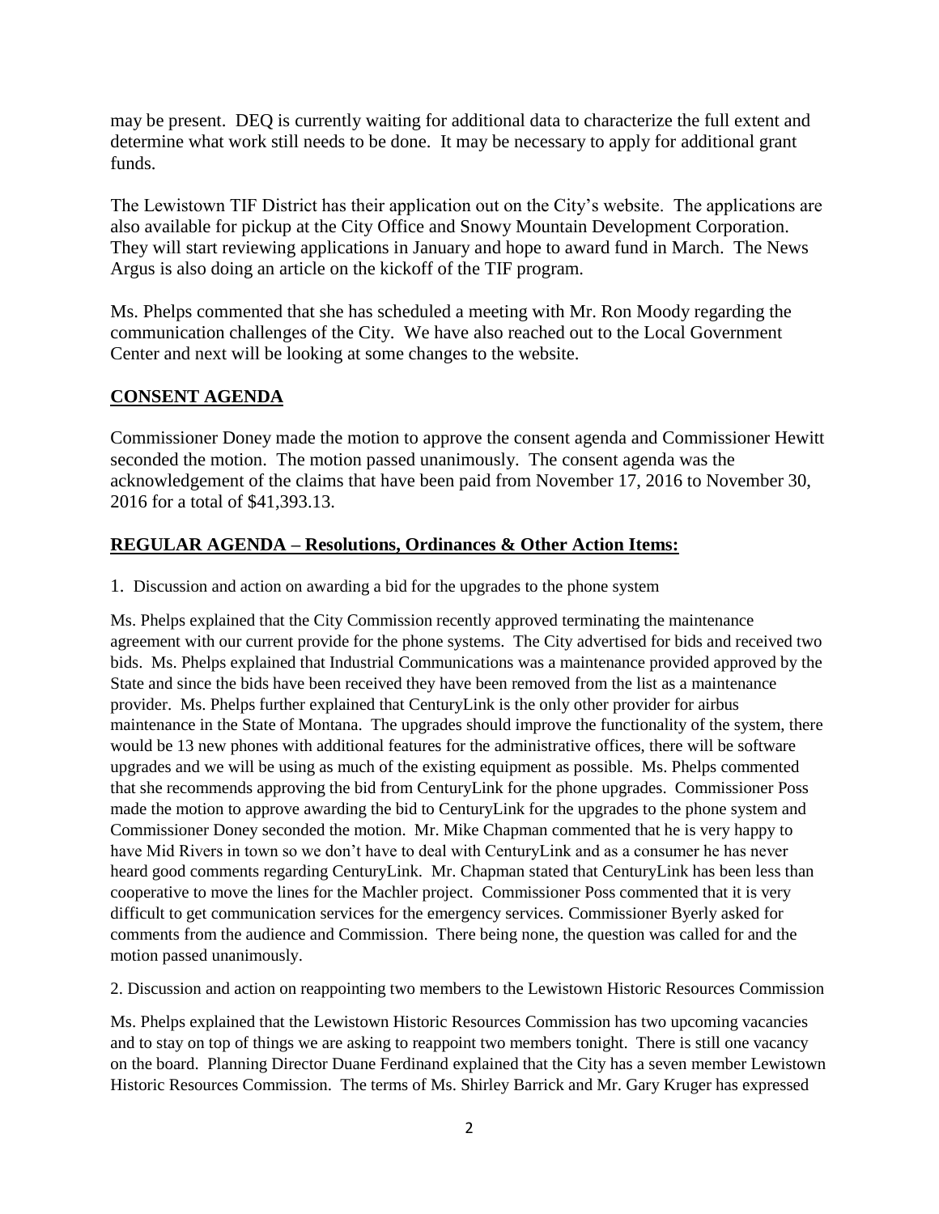may be present. DEQ is currently waiting for additional data to characterize the full extent and determine what work still needs to be done. It may be necessary to apply for additional grant funds.

The Lewistown TIF District has their application out on the City's website. The applications are also available for pickup at the City Office and Snowy Mountain Development Corporation. They will start reviewing applications in January and hope to award fund in March. The News Argus is also doing an article on the kickoff of the TIF program.

Ms. Phelps commented that she has scheduled a meeting with Mr. Ron Moody regarding the communication challenges of the City. We have also reached out to the Local Government Center and next will be looking at some changes to the website.

## CONSENT AGENDA

Commissioner Doney made the motion to approve the consent agenda and Commissioner Hewitt seconded the motion. The motion passed unanimously. The consent agenda was the acknowledgement of the claims that have been paid from November 17, 2016 to November 30, 2016 for a total of $41,393.13.

## REGULAR AGENDA – Resolutions, Ordinances & Other Action Items:

1. Discussion and action on awarding a bid for the upgrades to the phone system

Ms. Phelps explained that the City Commission recently approved terminating the maintenance agreement with our current provide for the phone systems. The City advertised for bids and received two bids. Ms. Phelps explained that Industrial Communications was a maintenance provided approved by the State and since the bids have been received they have been removed from the list as a maintenance provider. Ms. Phelps further explained that CenturyLink is the only other provider for airbus maintenance in the State of Montana. The upgrades should improve the functionality of the system, there would be 13 new phones with additional features for the administrative offices, there will be software upgrades and we will be using as much of the existing equipment as possible. Ms. Phelps commented that she recommends approving the bid from CenturyLink for the phone upgrades. Commissioner Poss made the motion to approve awarding the bid to CenturyLink for the upgrades to the phone system and Commissioner Doney seconded the motion. Mr. Mike Chapman commented that he is very happy to have Mid Rivers in town so we don't have to deal with CenturyLink and as a consumer he has never heard good comments regarding CenturyLink. Mr. Chapman stated that CenturyLink has been less than cooperative to move the lines for the Machler project. Commissioner Poss commented that it is very difficult to get communication services for the emergency services. Commissioner Byerly asked for comments from the audience and Commission. There being none, the question was called for and the motion passed unanimously.

2. Discussion and action on reappointing two members to the Lewistown Historic Resources Commission

Ms. Phelps explained that the Lewistown Historic Resources Commission has two upcoming vacancies and to stay on top of things we are asking to reappoint two members tonight. There is still one vacancy on the board. Planning Director Duane Ferdinand explained that the City has a seven member Lewistown Historic Resources Commission. The terms of Ms. Shirley Barrick and Mr. Gary Kruger has expressed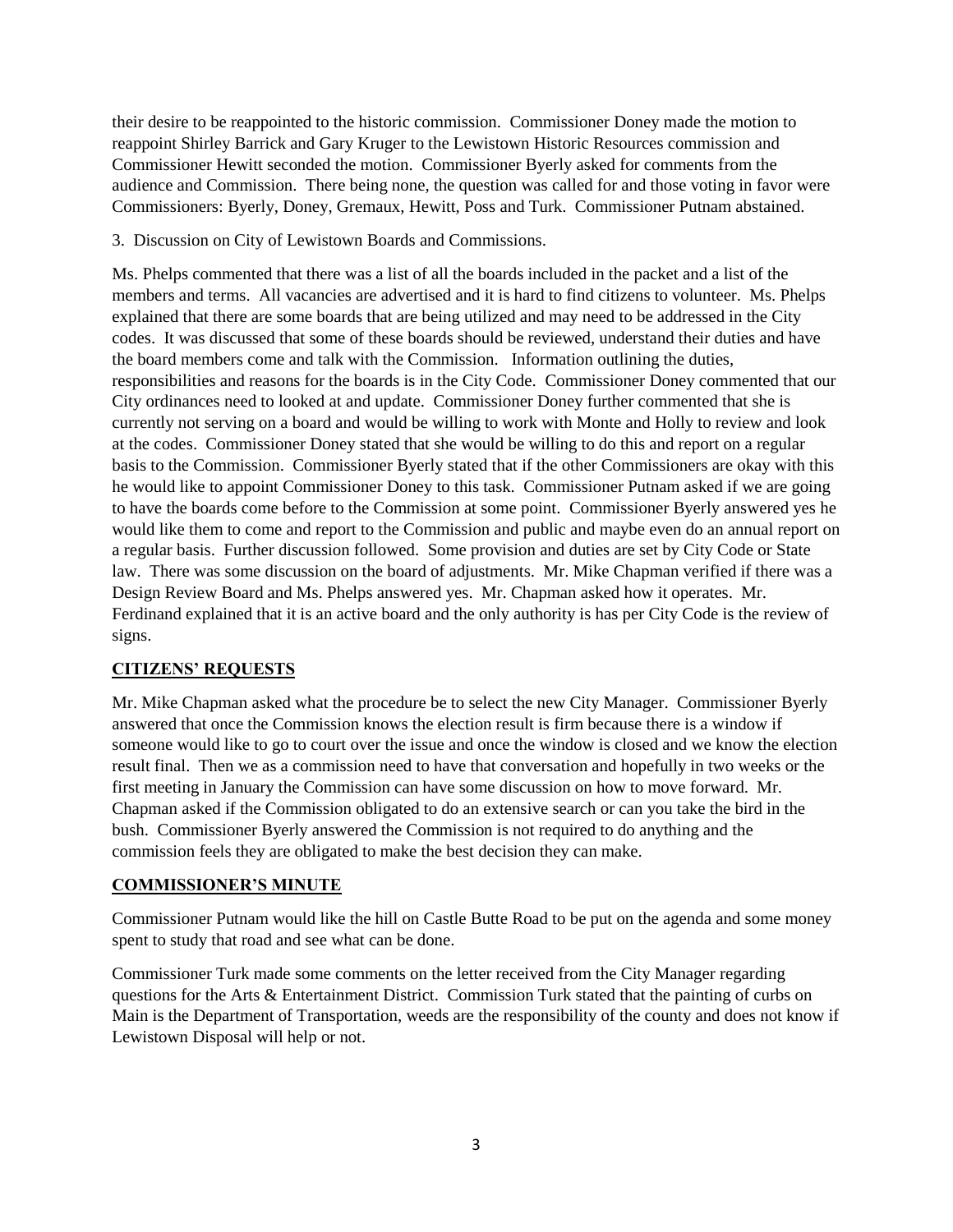their desire to be reappointed to the historic commission. Commissioner Doney made the motion to reappoint Shirley Barrick and Gary Kruger to the Lewistown Historic Resources commission and Commissioner Hewitt seconded the motion. Commissioner Byerly asked for comments from the audience and Commission. There being none, the question was called for and those voting in favor were Commissioners: Byerly, Doney, Gremaux, Hewitt, Poss and Turk. Commissioner Putnam abstained.

3. Discussion on City of Lewistown Boards and Commissions.

Ms. Phelps commented that there was a list of all the boards included in the packet and a list of the members and terms. All vacancies are advertised and it is hard to find citizens to volunteer. Ms. Phelps explained that there are some boards that are being utilized and may need to be addressed in the City codes. It was discussed that some of these boards should be reviewed, understand their duties and have the board members come and talk with the Commission. Information outlining the duties, responsibilities and reasons for the boards is in the City Code. Commissioner Doney commented that our City ordinances need to looked at and update. Commissioner Doney further commented that she is currently not serving on a board and would be willing to work with Monte and Holly to review and look at the codes. Commissioner Doney stated that she would be willing to do this and report on a regular basis to the Commission. Commissioner Byerly stated that if the other Commissioners are okay with this he would like to appoint Commissioner Doney to this task. Commissioner Putnam asked if we are going to have the boards come before to the Commission at some point. Commissioner Byerly answered yes he would like them to come and report to the Commission and public and maybe even do an annual report on a regular basis. Further discussion followed. Some provision and duties are set by City Code or State law. There was some discussion on the board of adjustments. Mr. Mike Chapman verified if there was a Design Review Board and Ms. Phelps answered yes. Mr. Chapman asked how it operates. Mr. Ferdinand explained that it is an active board and the only authority is has per City Code is the review of signs.

## CITIZENS' REQUESTS

Mr. Mike Chapman asked what the procedure be to select the new City Manager. Commissioner Byerly answered that once the Commission knows the election result is firm because there is a window if someone would like to go to court over the issue and once the window is closed and we know the election result final. Then we as a commission need to have that conversation and hopefully in two weeks or the first meeting in January the Commission can have some discussion on how to move forward. Mr. Chapman asked if the Commission obligated to do an extensive search or can you take the bird in the bush. Commissioner Byerly answered the Commission is not required to do anything and the commission feels they are obligated to make the best decision they can make.

## COMMISSIONER'S MINUTE

Commissioner Putnam would like the hill on Castle Butte Road to be put on the agenda and some money spent to study that road and see what can be done.

Commissioner Turk made some comments on the letter received from the City Manager regarding questions for the Arts & Entertainment District. Commission Turk stated that the painting of curbs on Main is the Department of Transportation, weeds are the responsibility of the county and does not know if Lewistown Disposal will help or not.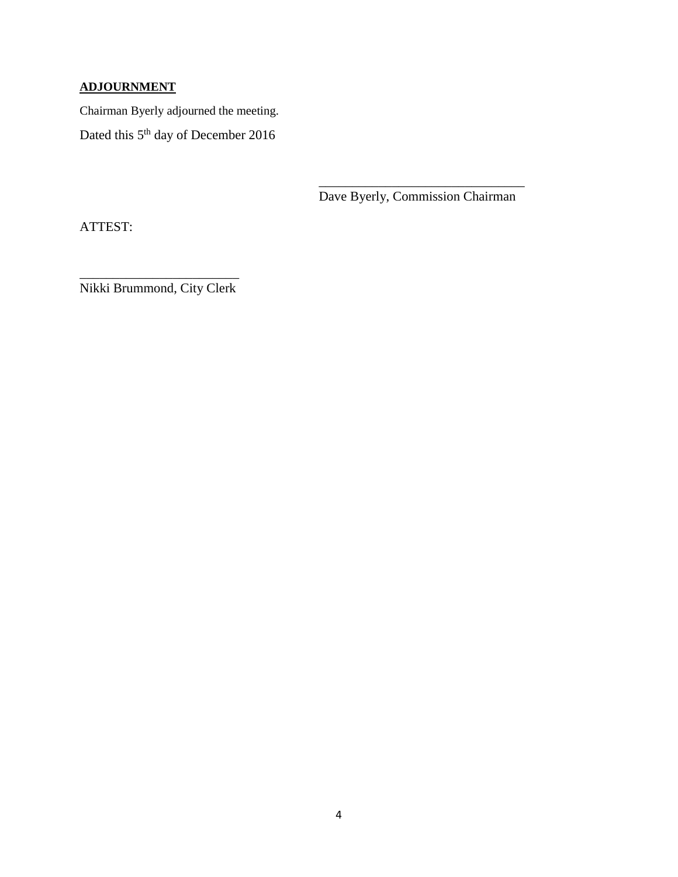**ADJOURNMENT**

Chairman Byerly adjourned the meeting.

Dated this 5th day of December 2016

\_\_\_\_\_\_\_\_\_\_\_\_\_\_\_\_\_\_\_\_\_\_\_\_\_\_\_\_\_\_\_\_
Dave Byerly, Commission Chairman

ATTEST:

\_\_\_\_\_\_\_\_\_\_\_\_\_\_\_\_\_\_\_\_\_\_\_\_\_
Nikki Brummond, City Clerk